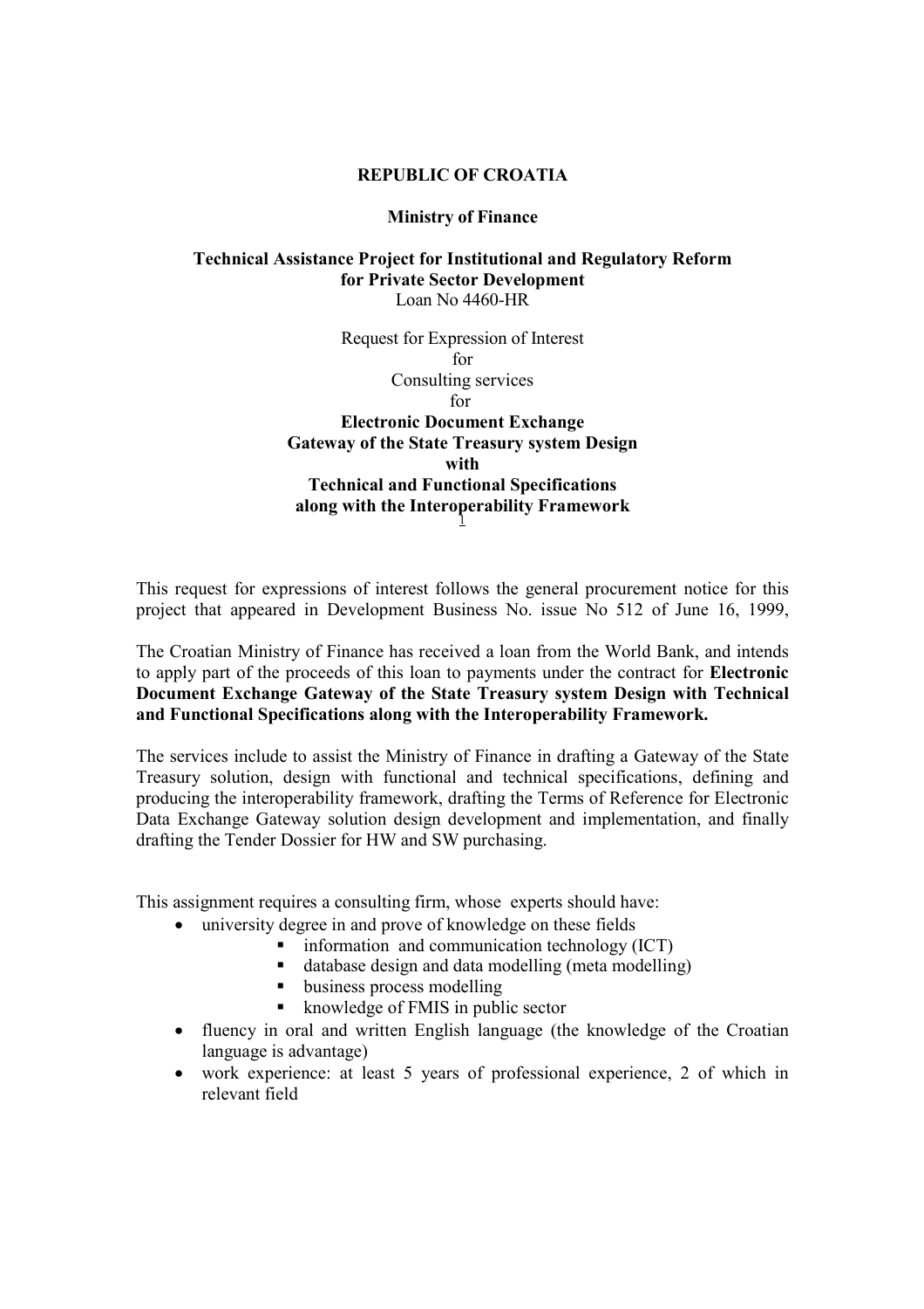**REPUBLIC OF CROATIA**

**Ministry of Finance**

**Technical Assistance Project for Institutional and Regulatory Reform for Private Sector Development**
Loan No 4460-HR

Request for Expression of Interest
for
Consulting services
for
**Electronic Document Exchange Gateway of the State Treasury system Design with Technical and Functional Specifications along with the Interoperability Framework**[1]

This request for expressions of interest follows the general procurement notice for this project that appeared in Development Business No. issue No 512 of June 16, 1999,

The Croatian Ministry of Finance has received a loan from the World Bank, and intends to apply part of the proceeds of this loan to payments under the contract for **Electronic Document Exchange Gateway of the State Treasury system Design with Technical and Functional Specifications along with the Interoperability Framework.**

The services include to assist the Ministry of Finance in drafting a Gateway of the State Treasury solution, design with functional and technical specifications, defining and producing the interoperability framework, drafting the Terms of Reference for Electronic Data Exchange Gateway solution design development and implementation, and finally drafting the Tender Dossier for HW and SW purchasing.

This assignment requires a consulting firm, whose experts should have:

- university degree in and prove of knowledge on these fields
  - information and communication technology (ICT)
  - database design and data modelling (meta modelling)
  - business process modelling
  - knowledge of FMIS in public sector
- fluency in oral and written English language (the knowledge of the Croatian language is advantage)
- work experience: at least 5 years of professional experience, 2 of which in relevant field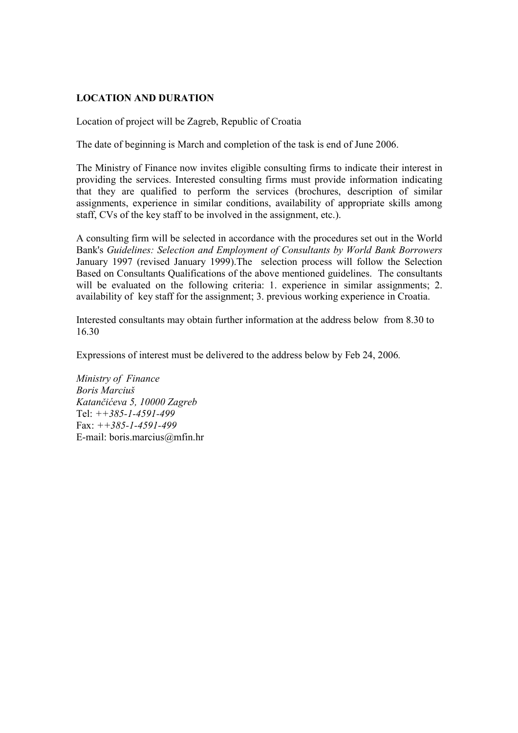**LOCATION AND DURATION**

Location of project will be Zagreb, Republic of Croatia

The date of beginning is March and completion of the task is end of June 2006.

The Ministry of Finance now invites eligible consulting firms to indicate their interest in providing the services. Interested consulting firms must provide information indicating that they are qualified to perform the services (brochures, description of similar assignments, experience in similar conditions, availability of appropriate skills among staff, CVs of the key staff to be involved in the assignment, etc.).

A consulting firm will be selected in accordance with the procedures set out in the World Bank's *Guidelines: Selection and Employment of Consultants by World Bank Borrowers* January 1997 (revised January 1999).The selection process will follow the Selection Based on Consultants Qualifications of the above mentioned guidelines. The consultants will be evaluated on the following criteria: 1. experience in similar assignments; 2. availability of key staff for the assignment; 3. previous working experience in Croatia.

Interested consultants may obtain further information at the address below from 8.30 to 16.30

Expressions of interest must be delivered to the address below by Feb 24, 2006.

*Ministry of Finance*
*Boris Marciuš*
*Katančićeva 5, 10000 Zagreb*
Tel: *++385-1-4591-499*
Fax: *++385-1-4591-499*
E-mail: boris.marcius@mfin.hr